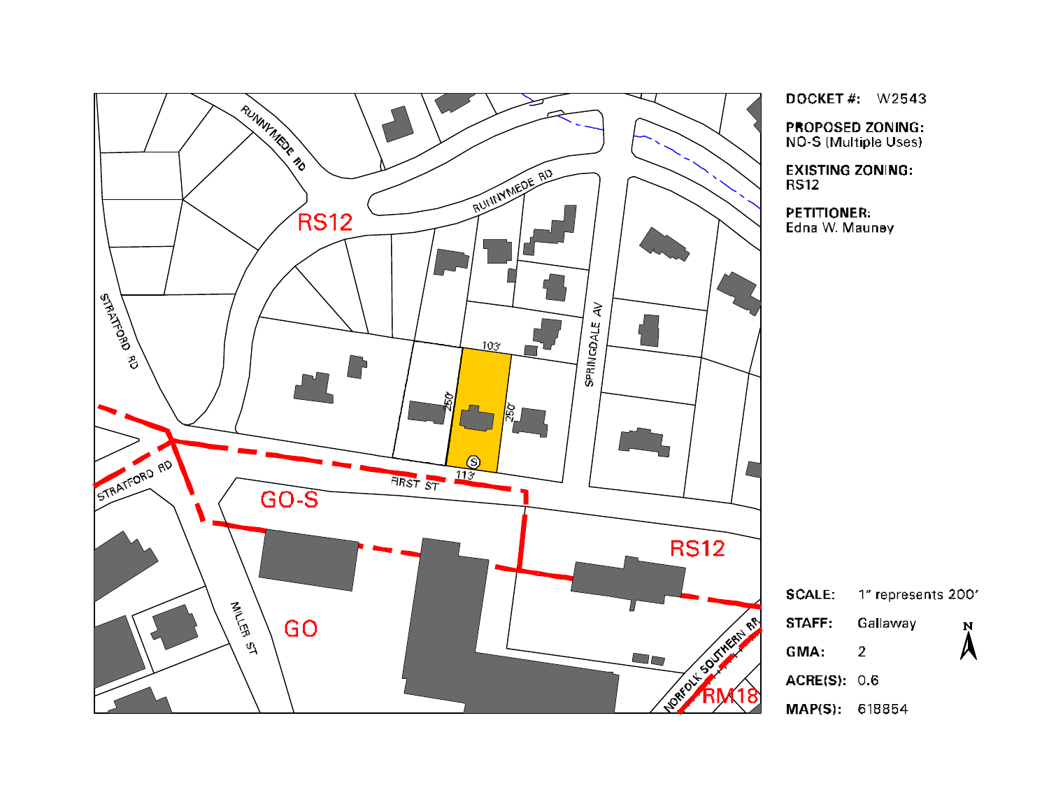RUNNYMEDE RD

RUNNYMEDE RD

RS12

STRATFORD RD

SPRINGDALE AV

103'

250'

250'

113'

FIRST ST

STRATFORD RD

GO-S

RS12

GO

MILLER ST

NORFOLK SOUTHERN RR

RM18

**DOCKET #:** W2543

**PROPOSED ZONING:**
NO-S (Multiple Uses)

**EXISTING ZONING:**
RS12

**PETITIONER:**
Edna W. Mauney

**SCALE:** 1" represents 200'

**STAFF:** Gallaway

**GMA:** 2

**ACRE(S):** 0.6

**MAP(S):** 618854

N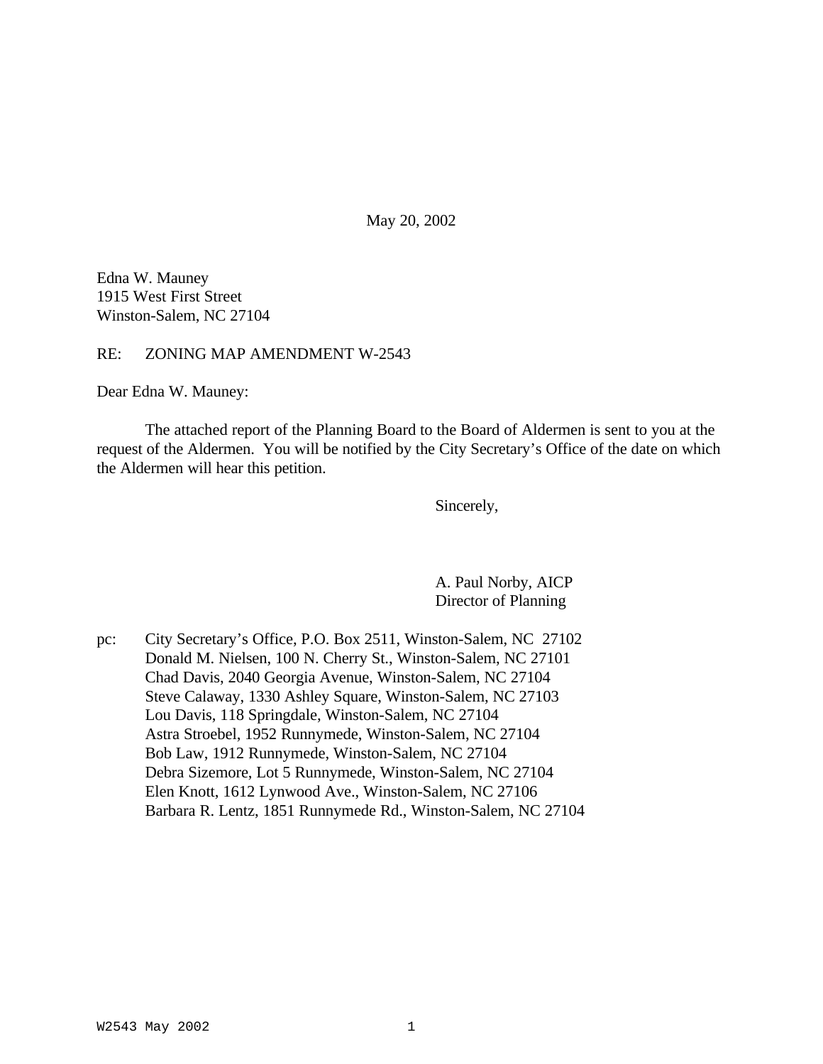May 20, 2002

Edna W. Mauney
1915 West First Street
Winston-Salem, NC 27104

RE: ZONING MAP AMENDMENT W-2543

Dear Edna W. Mauney:

The attached report of the Planning Board to the Board of Aldermen is sent to you at the request of the Aldermen. You will be notified by the City Secretary's Office of the date on which the Aldermen will hear this petition.

Sincerely,

A. Paul Norby, AICP
Director of Planning

pc: City Secretary's Office, P.O. Box 2511, Winston-Salem, NC 27102
Donald M. Nielsen, 100 N. Cherry St., Winston-Salem, NC 27101
Chad Davis, 2040 Georgia Avenue, Winston-Salem, NC 27104
Steve Calaway, 1330 Ashley Square, Winston-Salem, NC 27103
Lou Davis, 118 Springdale, Winston-Salem, NC 27104
Astra Stroebel, 1952 Runnymede, Winston-Salem, NC 27104
Bob Law, 1912 Runnymede, Winston-Salem, NC 27104
Debra Sizemore, Lot 5 Runnymede, Winston-Salem, NC 27104
Elen Knott, 1612 Lynwood Ave., Winston-Salem, NC 27106
Barbara R. Lentz, 1851 Runnymede Rd., Winston-Salem, NC 27104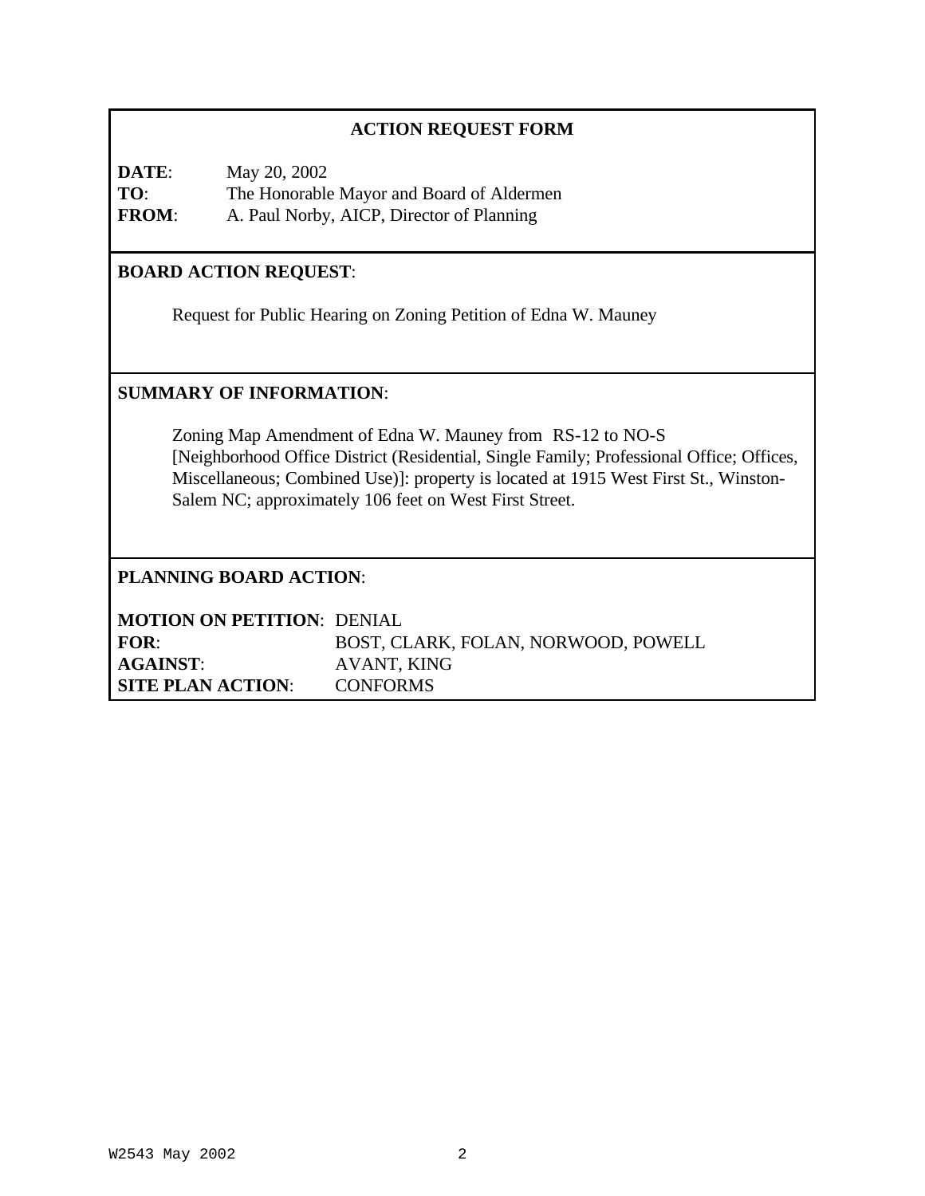## ACTION REQUEST FORM

**DATE**: May 20, 2002
**TO**: The Honorable Mayor and Board of Aldermen
**FROM**: A. Paul Norby, AICP, Director of Planning

**BOARD ACTION REQUEST**:

Request for Public Hearing on Zoning Petition of Edna W. Mauney

**SUMMARY OF INFORMATION**:

Zoning Map Amendment of Edna W. Mauney from RS-12 to NO-S [Neighborhood Office District (Residential, Single Family; Professional Office; Offices, Miscellaneous; Combined Use)]: property is located at 1915 West First St., Winston-Salem NC; approximately 106 feet on West First Street.

**PLANNING BOARD ACTION**:

**MOTION ON PETITION**: DENIAL
**FOR**: BOST, CLARK, FOLAN, NORWOOD, POWELL
**AGAINST**: AVANT, KING
**SITE PLAN ACTION**: CONFORMS

W2543 May 2002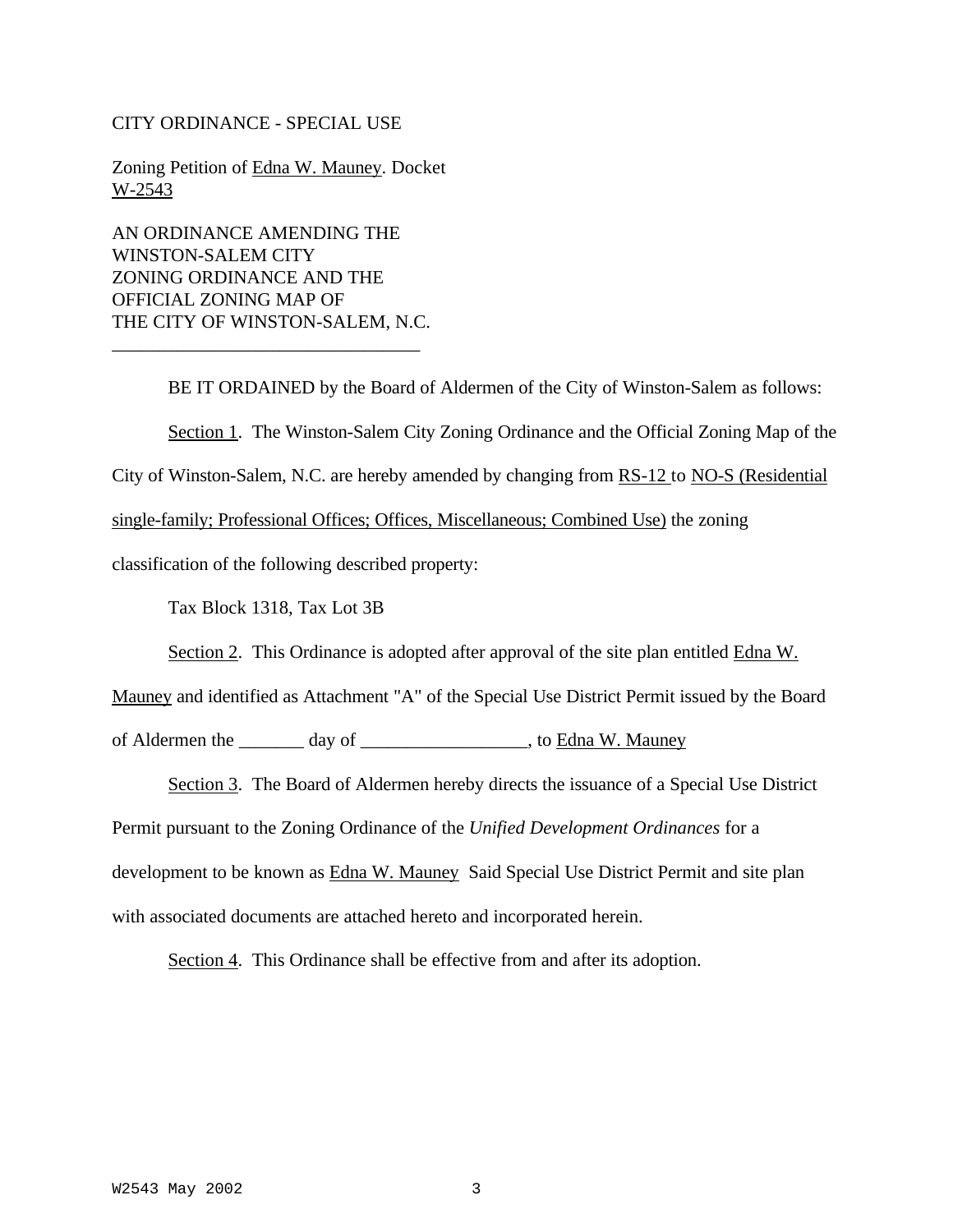CITY ORDINANCE - SPECIAL USE

Zoning Petition of Edna W. Mauney. Docket W-2543

AN ORDINANCE AMENDING THE WINSTON-SALEM CITY ZONING ORDINANCE AND THE OFFICIAL ZONING MAP OF THE CITY OF WINSTON-SALEM, N.C.

---

BE IT ORDAINED by the Board of Aldermen of the City of Winston-Salem as follows:

Section 1. The Winston-Salem City Zoning Ordinance and the Official Zoning Map of the City of Winston-Salem, N.C. are hereby amended by changing from RS-12 to NO-S (Residential single-family; Professional Offices; Offices, Miscellaneous; Combined Use) the zoning classification of the following described property:

Tax Block 1318, Tax Lot 3B

Section 2. This Ordinance is adopted after approval of the site plan entitled Edna W. Mauney and identified as Attachment "A" of the Special Use District Permit issued by the Board of Aldermen the _______ day of __________________, to Edna W. Mauney

Section 3. The Board of Aldermen hereby directs the issuance of a Special Use District Permit pursuant to the Zoning Ordinance of the *Unified Development Ordinances* for a development to be known as Edna W. Mauney Said Special Use District Permit and site plan with associated documents are attached hereto and incorporated herein.

Section 4. This Ordinance shall be effective from and after its adoption.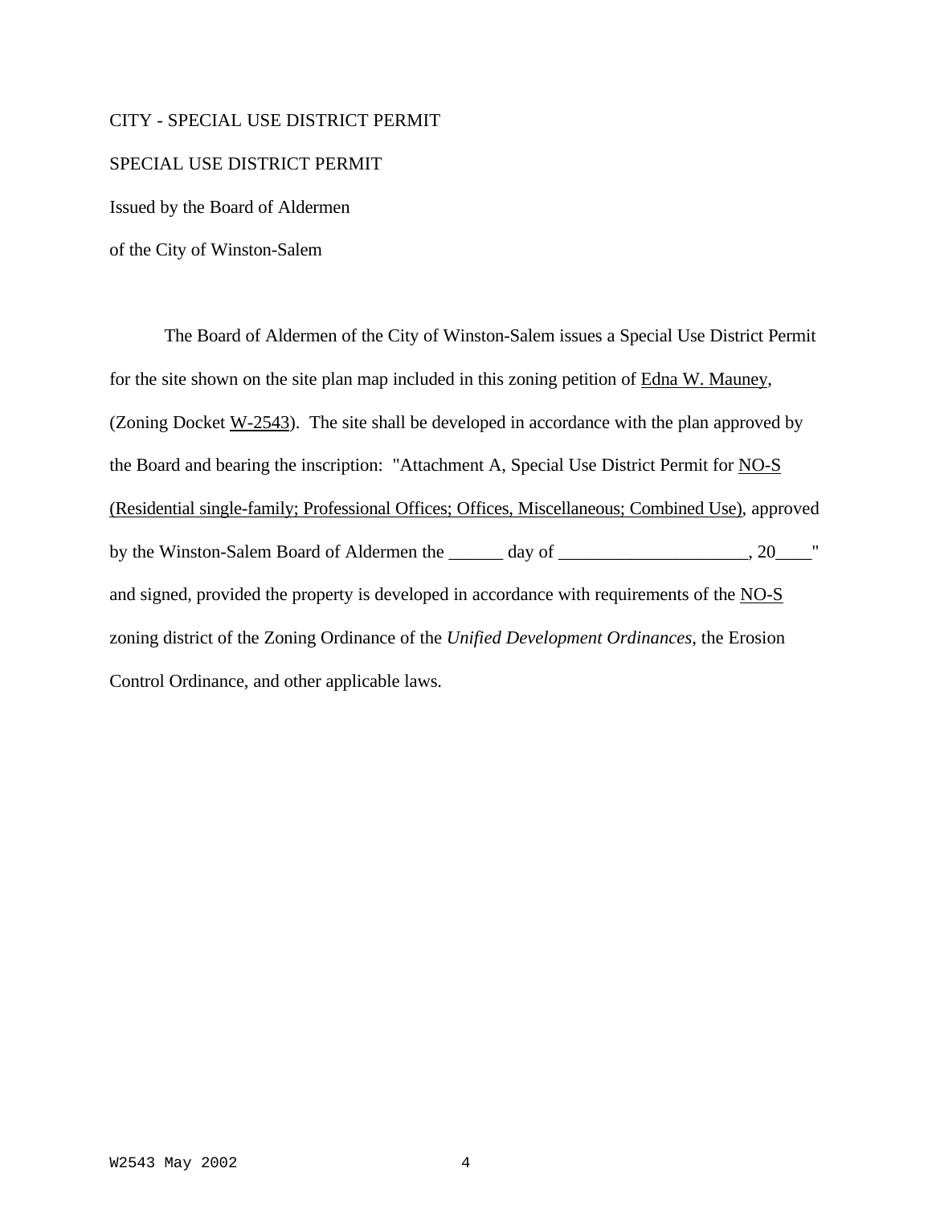CITY - SPECIAL USE DISTRICT PERMIT

SPECIAL USE DISTRICT PERMIT

Issued by the Board of Aldermen

of the City of Winston-Salem

The Board of Aldermen of the City of Winston-Salem issues a Special Use District Permit for the site shown on the site plan map included in this zoning petition of Edna W. Mauney, (Zoning Docket W-2543). The site shall be developed in accordance with the plan approved by the Board and bearing the inscription: "Attachment A, Special Use District Permit for NO-S (Residential single-family; Professional Offices; Offices, Miscellaneous; Combined Use), approved by the Winston-Salem Board of Aldermen the ______ day of ____________________, 20____" and signed, provided the property is developed in accordance with requirements of the NO-S zoning district of the Zoning Ordinance of the *Unified Development Ordinances*, the Erosion Control Ordinance, and other applicable laws.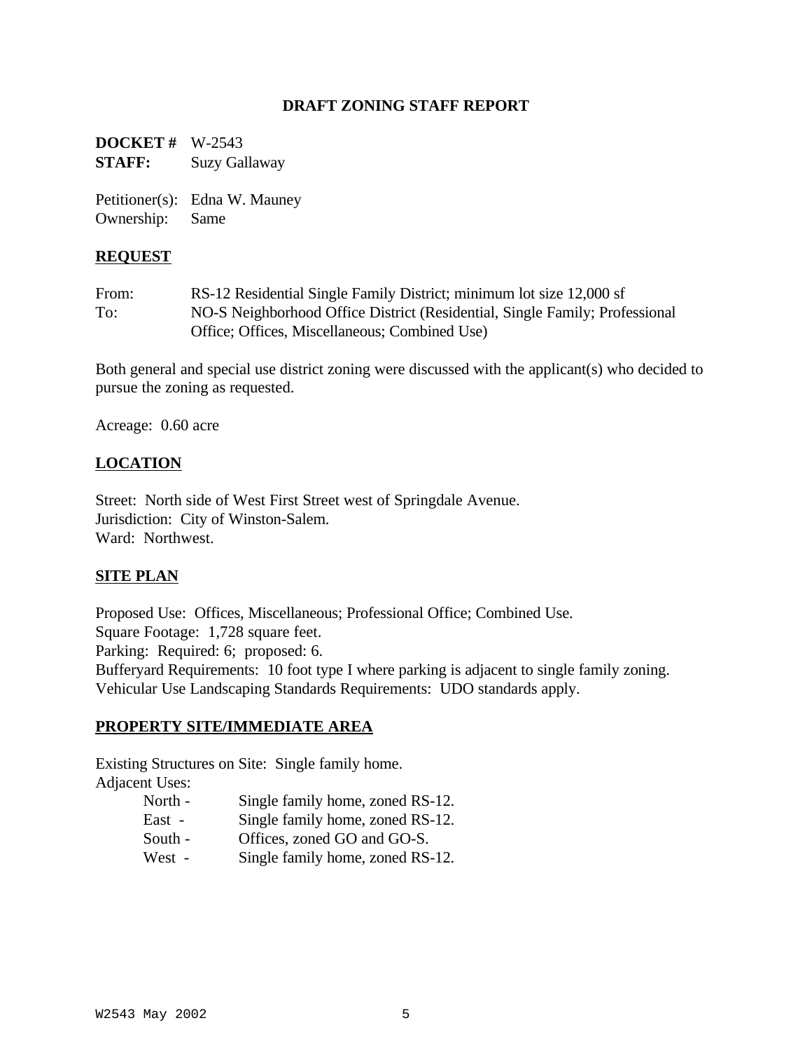**DRAFT ZONING STAFF REPORT**

**DOCKET #** W-2543
**STAFF:** Suzy Gallaway

Petitioner(s): Edna W. Mauney
Ownership: Same

**REQUEST**

From: RS-12 Residential Single Family District; minimum lot size 12,000 sf
To: NO-S Neighborhood Office District (Residential, Single Family; Professional Office; Offices, Miscellaneous; Combined Use)

Both general and special use district zoning were discussed with the applicant(s) who decided to pursue the zoning as requested.

Acreage: 0.60 acre

**LOCATION**

Street: North side of West First Street west of Springdale Avenue.
Jurisdiction: City of Winston-Salem.
Ward: Northwest.

**SITE PLAN**

Proposed Use: Offices, Miscellaneous; Professional Office; Combined Use.
Square Footage: 1,728 square feet.
Parking: Required: 6; proposed: 6.
Bufferyard Requirements: 10 foot type I where parking is adjacent to single family zoning.
Vehicular Use Landscaping Standards Requirements: UDO standards apply.

**PROPERTY SITE/IMMEDIATE AREA**

Existing Structures on Site: Single family home.
Adjacent Uses:

- North - Single family home, zoned RS-12.
- East - Single family home, zoned RS-12.
- South - Offices, zoned GO and GO-S.
- West - Single family home, zoned RS-12.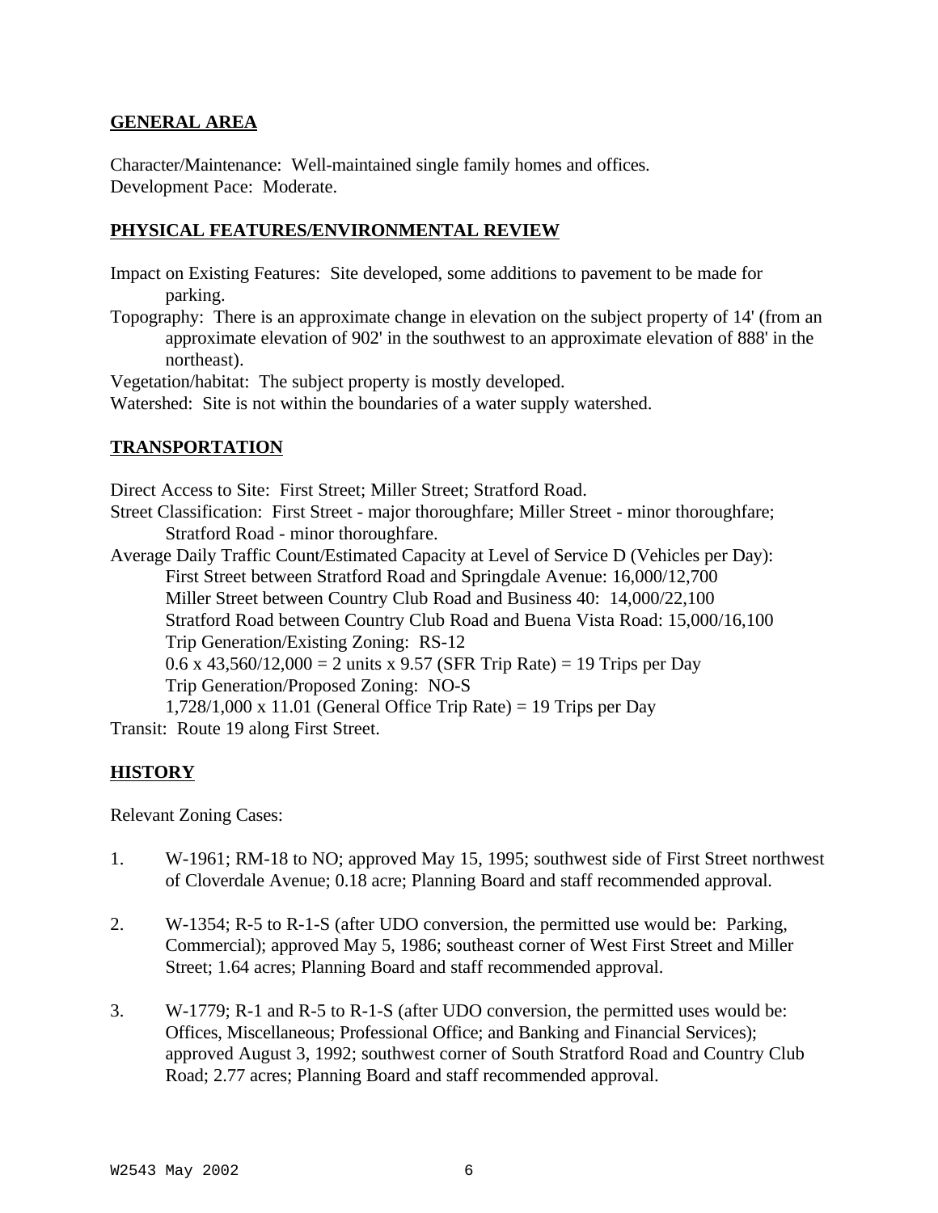## GENERAL AREA

Character/Maintenance: Well-maintained single family homes and offices.
Development Pace: Moderate.

## PHYSICAL FEATURES/ENVIRONMENTAL REVIEW

Impact on Existing Features: Site developed, some additions to pavement to be made for parking.
Topography: There is an approximate change in elevation on the subject property of 14' (from an approximate elevation of 902' in the southwest to an approximate elevation of 888' in the northeast).
Vegetation/habitat: The subject property is mostly developed.
Watershed: Site is not within the boundaries of a water supply watershed.

## TRANSPORTATION

Direct Access to Site: First Street; Miller Street; Stratford Road.
Street Classification: First Street - major thoroughfare; Miller Street - minor thoroughfare; Stratford Road - minor thoroughfare.
Average Daily Traffic Count/Estimated Capacity at Level of Service D (Vehicles per Day):
First Street between Stratford Road and Springdale Avenue: 16,000/12,700
Miller Street between Country Club Road and Business 40: 14,000/22,100
Stratford Road between Country Club Road and Buena Vista Road: 15,000/16,100
Trip Generation/Existing Zoning: RS-12
0.6 x 43,560/12,000 = 2 units x 9.57 (SFR Trip Rate) = 19 Trips per Day
Trip Generation/Proposed Zoning: NO-S
1,728/1,000 x 11.01 (General Office Trip Rate) = 19 Trips per Day
Transit: Route 19 along First Street.

## HISTORY

Relevant Zoning Cases:

1. W-1961; RM-18 to NO; approved May 15, 1995; southwest side of First Street northwest of Cloverdale Avenue; 0.18 acre; Planning Board and staff recommended approval.

2. W-1354; R-5 to R-1-S (after UDO conversion, the permitted use would be: Parking, Commercial); approved May 5, 1986; southeast corner of West First Street and Miller Street; 1.64 acres; Planning Board and staff recommended approval.

3. W-1779; R-1 and R-5 to R-1-S (after UDO conversion, the permitted uses would be: Offices, Miscellaneous; Professional Office; and Banking and Financial Services); approved August 3, 1992; southwest corner of South Stratford Road and Country Club Road; 2.77 acres; Planning Board and staff recommended approval.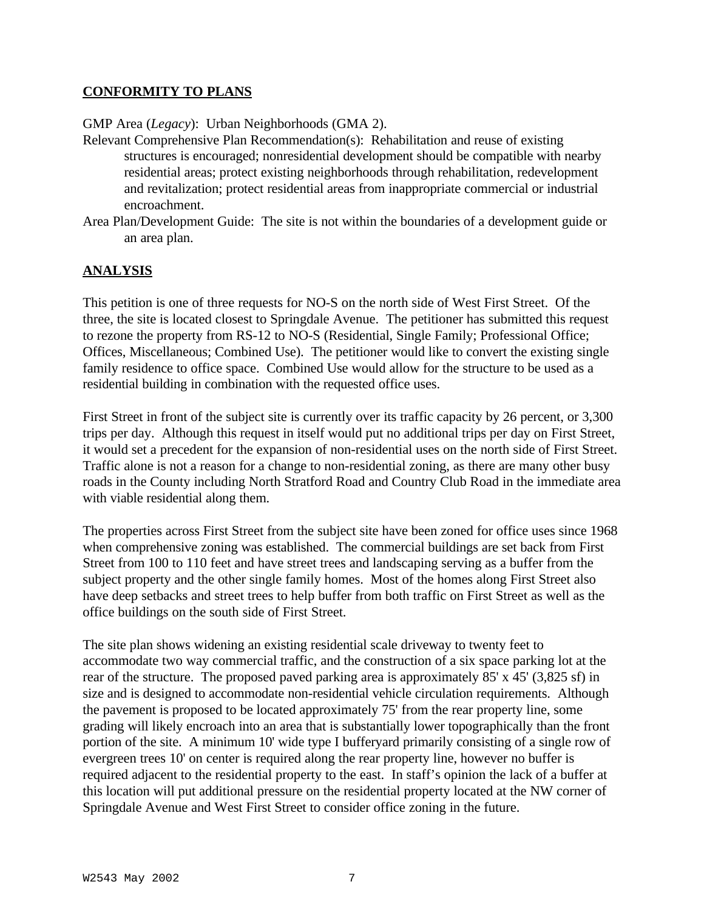## CONFORMITY TO PLANS

GMP Area (*Legacy*): Urban Neighborhoods (GMA 2).

Relevant Comprehensive Plan Recommendation(s): Rehabilitation and reuse of existing structures is encouraged; nonresidential development should be compatible with nearby residential areas; protect existing neighborhoods through rehabilitation, redevelopment and revitalization; protect residential areas from inappropriate commercial or industrial encroachment.

Area Plan/Development Guide: The site is not within the boundaries of a development guide or an area plan.

## ANALYSIS

This petition is one of three requests for NO-S on the north side of West First Street. Of the three, the site is located closest to Springdale Avenue. The petitioner has submitted this request to rezone the property from RS-12 to NO-S (Residential, Single Family; Professional Office; Offices, Miscellaneous; Combined Use). The petitioner would like to convert the existing single family residence to office space. Combined Use would allow for the structure to be used as a residential building in combination with the requested office uses.

First Street in front of the subject site is currently over its traffic capacity by 26 percent, or 3,300 trips per day. Although this request in itself would put no additional trips per day on First Street, it would set a precedent for the expansion of non-residential uses on the north side of First Street. Traffic alone is not a reason for a change to non-residential zoning, as there are many other busy roads in the County including North Stratford Road and Country Club Road in the immediate area with viable residential along them.

The properties across First Street from the subject site have been zoned for office uses since 1968 when comprehensive zoning was established. The commercial buildings are set back from First Street from 100 to 110 feet and have street trees and landscaping serving as a buffer from the subject property and the other single family homes. Most of the homes along First Street also have deep setbacks and street trees to help buffer from both traffic on First Street as well as the office buildings on the south side of First Street.

The site plan shows widening an existing residential scale driveway to twenty feet to accommodate two way commercial traffic, and the construction of a six space parking lot at the rear of the structure. The proposed paved parking area is approximately 85' x 45' (3,825 sf) in size and is designed to accommodate non-residential vehicle circulation requirements. Although the pavement is proposed to be located approximately 75' from the rear property line, some grading will likely encroach into an area that is substantially lower topographically than the front portion of the site. A minimum 10' wide type I bufferyard primarily consisting of a single row of evergreen trees 10' on center is required along the rear property line, however no buffer is required adjacent to the residential property to the east. In staff's opinion the lack of a buffer at this location will put additional pressure on the residential property located at the NW corner of Springdale Avenue and West First Street to consider office zoning in the future.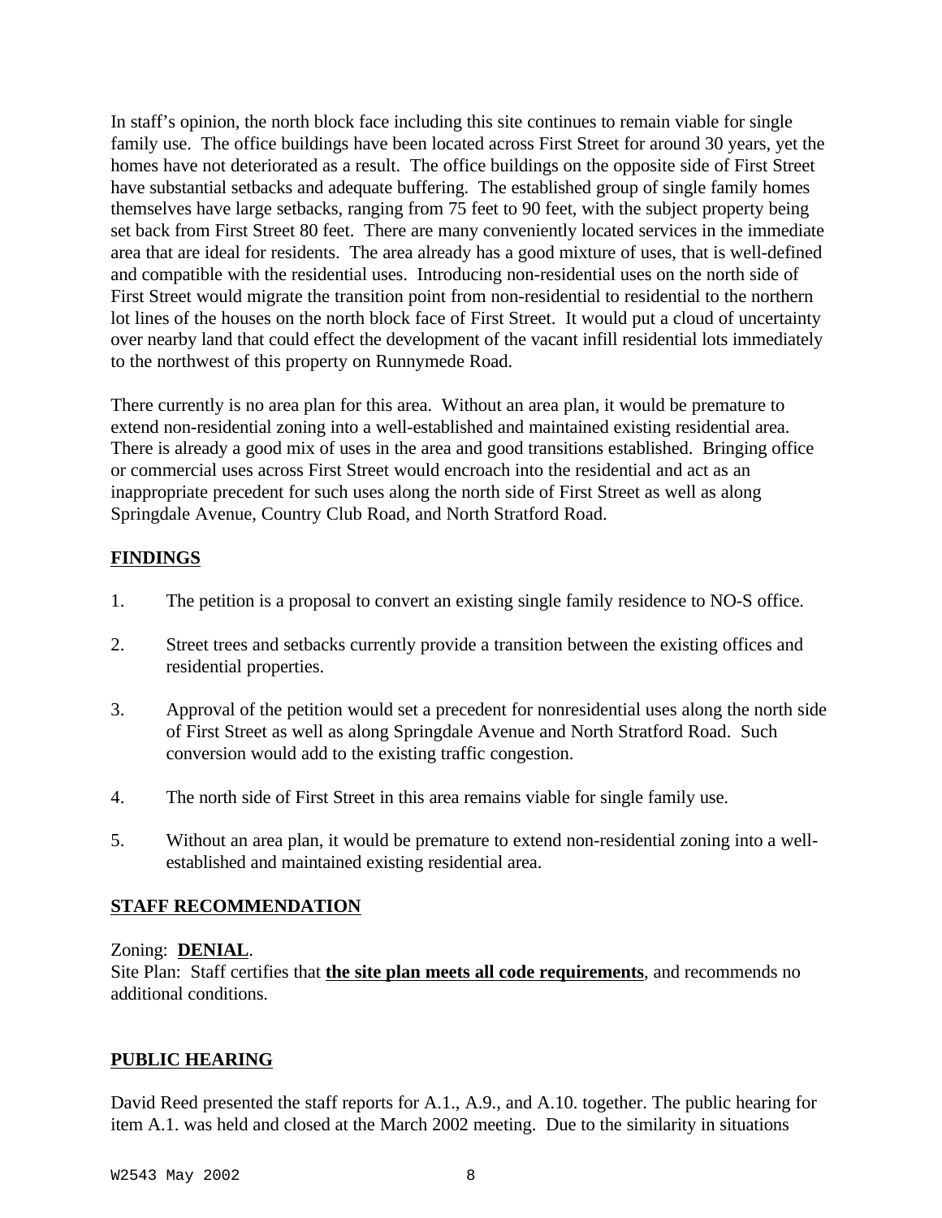In staff's opinion, the north block face including this site continues to remain viable for single family use.  The office buildings have been located across First Street for around 30 years, yet the homes have not deteriorated as a result.  The office buildings on the opposite side of First Street have substantial setbacks and adequate buffering.  The established group of single family homes themselves have large setbacks, ranging from 75 feet to 90 feet, with the subject property being set back from First Street 80 feet.  There are many conveniently located services in the immediate area that are ideal for residents.  The area already has a good mixture of uses, that is well-defined and compatible with the residential uses.  Introducing non-residential uses on the north side of First Street would migrate the transition point from non-residential to residential to the northern lot lines of the houses on the north block face of First Street.  It would put a cloud of uncertainty over nearby land that could effect the development of the vacant infill residential lots immediately to the northwest of this property on Runnymede Road.

There currently is no area plan for this area.  Without an area plan, it would be premature to extend non-residential zoning into a well-established and maintained existing residential area.  There is already a good mix of uses in the area and good transitions established.  Bringing office or commercial uses across First Street would encroach into the residential and act as an inappropriate precedent for such uses along the north side of First Street as well as along Springdale Avenue, Country Club Road, and North Stratford Road.

**FINDINGS**

1. The petition is a proposal to convert an existing single family residence to NO-S office.

2. Street trees and setbacks currently provide a transition between the existing offices and residential properties.

3. Approval of the petition would set a precedent for nonresidential uses along the north side of First Street as well as along Springdale Avenue and North Stratford Road.  Such conversion would add to the existing traffic congestion.

4. The north side of First Street in this area remains viable for single family use.

5. Without an area plan, it would be premature to extend non-residential zoning into a well-established and maintained existing residential area.

**STAFF RECOMMENDATION**

Zoning:  **DENIAL**.
Site Plan:  Staff certifies that **the site plan meets all code requirements**, and recommends no additional conditions.

**PUBLIC HEARING**

David Reed presented the staff reports for A.1., A.9., and A.10. together. The public hearing for item A.1. was held and closed at the March 2002 meeting.  Due to the similarity in situations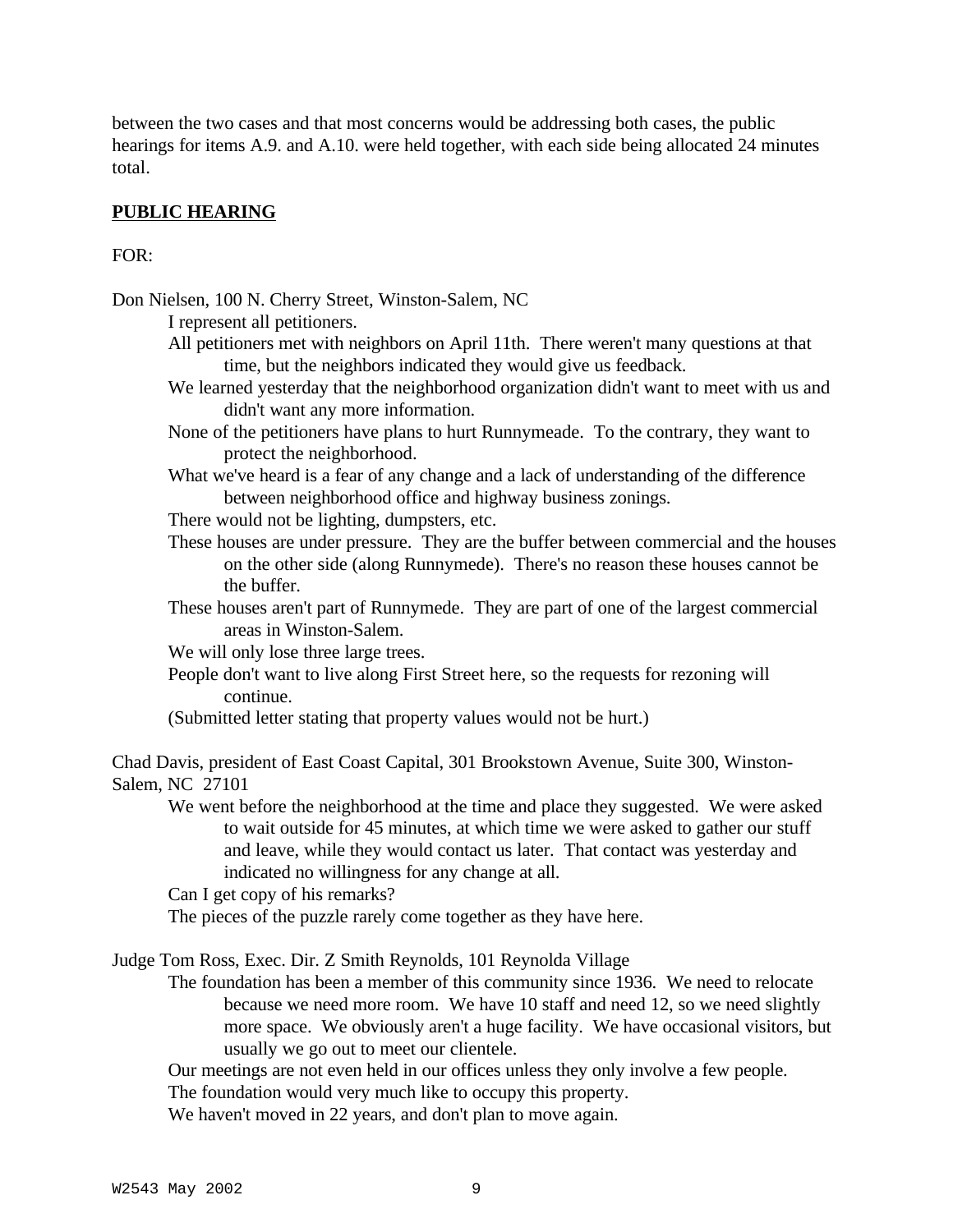between the two cases and that most concerns would be addressing both cases, the public hearings for items A.9. and A.10. were held together, with each side being allocated 24 minutes total.

**PUBLIC HEARING**

FOR:

Don Nielsen, 100 N. Cherry Street, Winston-Salem, NC

- I represent all petitioners.
- All petitioners met with neighbors on April 11th. There weren't many questions at that time, but the neighbors indicated they would give us feedback.
- We learned yesterday that the neighborhood organization didn't want to meet with us and didn't want any more information.
- None of the petitioners have plans to hurt Runnymeade. To the contrary, they want to protect the neighborhood.
- What we've heard is a fear of any change and a lack of understanding of the difference between neighborhood office and highway business zonings.
- There would not be lighting, dumpsters, etc.
- These houses are under pressure. They are the buffer between commercial and the houses on the other side (along Runnymede). There's no reason these houses cannot be the buffer.
- These houses aren't part of Runnymede. They are part of one of the largest commercial areas in Winston-Salem.
- We will only lose three large trees.
- People don't want to live along First Street here, so the requests for rezoning will continue.
- (Submitted letter stating that property values would not be hurt.)

Chad Davis, president of East Coast Capital, 301 Brookstown Avenue, Suite 300, Winston-Salem, NC 27101

- We went before the neighborhood at the time and place they suggested. We were asked to wait outside for 45 minutes, at which time we were asked to gather our stuff and leave, while they would contact us later. That contact was yesterday and indicated no willingness for any change at all.
- Can I get copy of his remarks?
- The pieces of the puzzle rarely come together as they have here.

Judge Tom Ross, Exec. Dir. Z Smith Reynolds, 101 Reynolda Village

- The foundation has been a member of this community since 1936. We need to relocate because we need more room. We have 10 staff and need 12, so we need slightly more space. We obviously aren't a huge facility. We have occasional visitors, but usually we go out to meet our clientele.
- Our meetings are not even held in our offices unless they only involve a few people.
- The foundation would very much like to occupy this property.
- We haven't moved in 22 years, and don't plan to move again.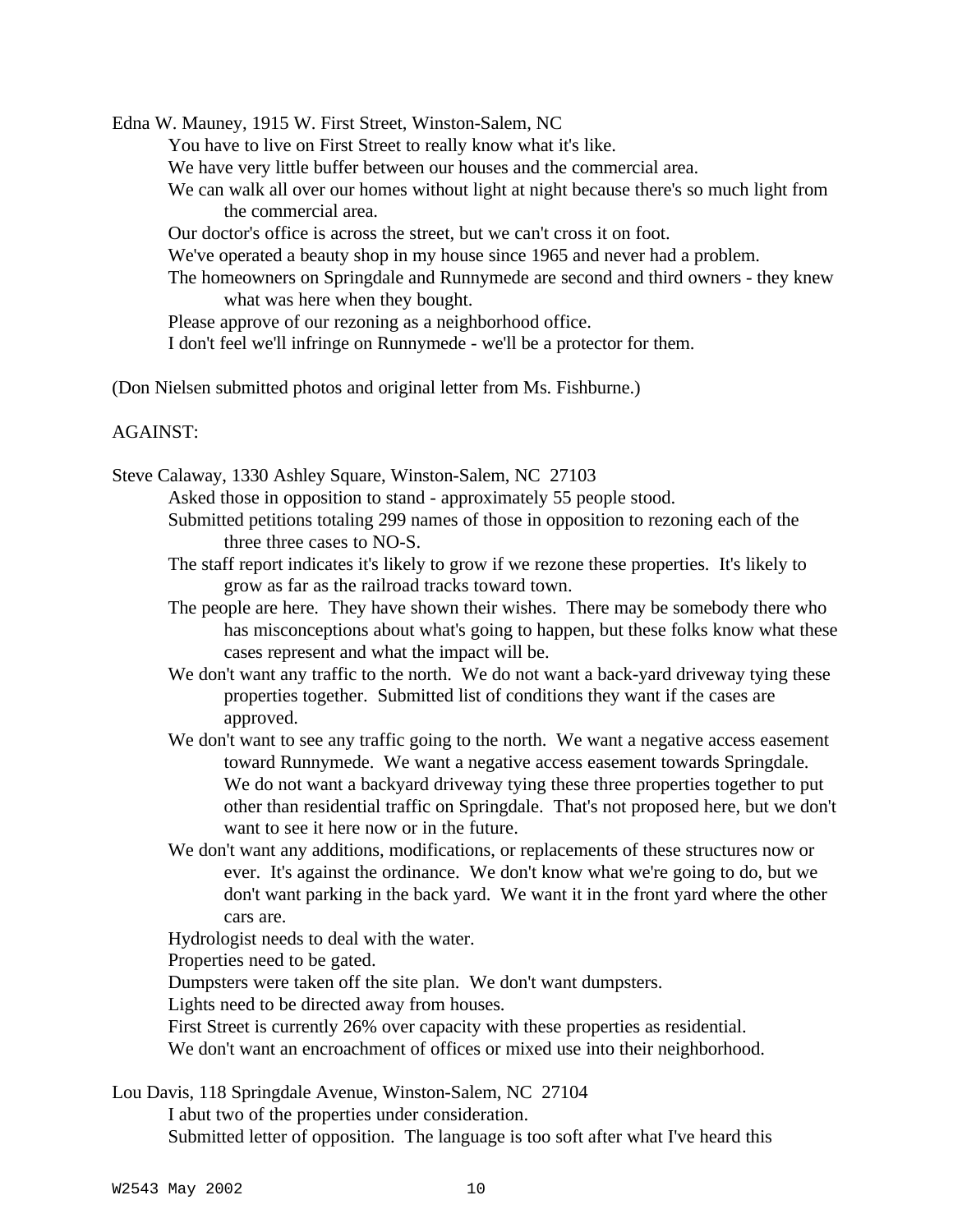Edna W. Mauney, 1915 W. First Street, Winston-Salem, NC

- You have to live on First Street to really know what it's like.
- We have very little buffer between our houses and the commercial area.
- We can walk all over our homes without light at night because there's so much light from the commercial area.
- Our doctor's office is across the street, but we can't cross it on foot.
- We've operated a beauty shop in my house since 1965 and never had a problem.
- The homeowners on Springdale and Runnymede are second and third owners - they knew what was here when they bought.
- Please approve of our rezoning as a neighborhood office.
- I don't feel we'll infringe on Runnymede - we'll be a protector for them.

(Don Nielsen submitted photos and original letter from Ms. Fishburne.)

AGAINST:

Steve Calaway, 1330 Ashley Square, Winston-Salem, NC 27103

- Asked those in opposition to stand - approximately 55 people stood.
- Submitted petitions totaling 299 names of those in opposition to rezoning each of the three three cases to NO-S.
- The staff report indicates it's likely to grow if we rezone these properties. It's likely to grow as far as the railroad tracks toward town.
- The people are here. They have shown their wishes. There may be somebody there who has misconceptions about what's going to happen, but these folks know what these cases represent and what the impact will be.
- We don't want any traffic to the north. We do not want a back-yard driveway tying these properties together. Submitted list of conditions they want if the cases are approved.
- We don't want to see any traffic going to the north. We want a negative access easement toward Runnymede. We want a negative access easement towards Springdale. We do not want a backyard driveway tying these three properties together to put other than residential traffic on Springdale. That's not proposed here, but we don't want to see it here now or in the future.
- We don't want any additions, modifications, or replacements of these structures now or ever. It's against the ordinance. We don't know what we're going to do, but we don't want parking in the back yard. We want it in the front yard where the other cars are.
- Hydrologist needs to deal with the water.
- Properties need to be gated.
- Dumpsters were taken off the site plan. We don't want dumpsters.
- Lights need to be directed away from houses.
- First Street is currently 26% over capacity with these properties as residential.
- We don't want an encroachment of offices or mixed use into their neighborhood.

Lou Davis, 118 Springdale Avenue, Winston-Salem, NC 27104

- I abut two of the properties under consideration.
- Submitted letter of opposition. The language is too soft after what I've heard this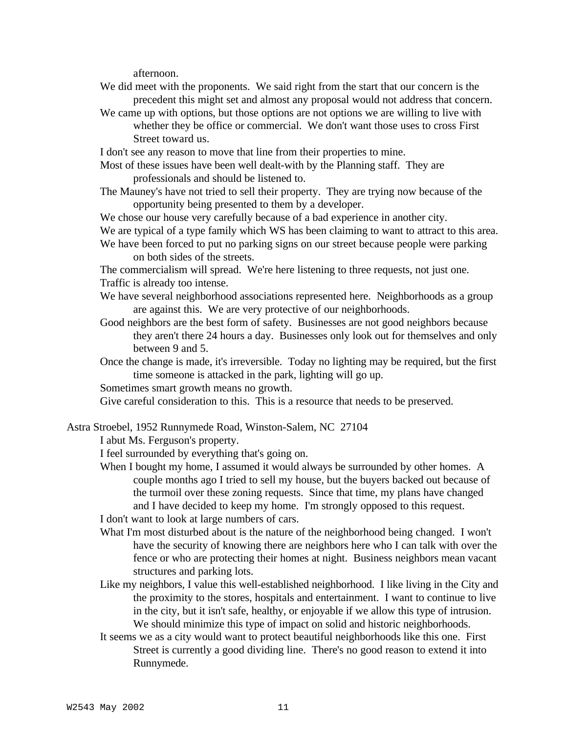afternoon.

We did meet with the proponents. We said right from the start that our concern is the precedent this might set and almost any proposal would not address that concern.

We came up with options, but those options are not options we are willing to live with whether they be office or commercial. We don't want those uses to cross First Street toward us.

I don't see any reason to move that line from their properties to mine.

Most of these issues have been well dealt-with by the Planning staff. They are professionals and should be listened to.

The Mauney's have not tried to sell their property. They are trying now because of the opportunity being presented to them by a developer.

We chose our house very carefully because of a bad experience in another city.

We are typical of a type family which WS has been claiming to want to attract to this area.

We have been forced to put no parking signs on our street because people were parking on both sides of the streets.

The commercialism will spread. We're here listening to three requests, not just one.

Traffic is already too intense.

We have several neighborhood associations represented here. Neighborhoods as a group are against this. We are very protective of our neighborhoods.

Good neighbors are the best form of safety. Businesses are not good neighbors because they aren't there 24 hours a day. Businesses only look out for themselves and only between 9 and 5.

Once the change is made, it's irreversible. Today no lighting may be required, but the first time someone is attacked in the park, lighting will go up.

Sometimes smart growth means no growth.

Give careful consideration to this. This is a resource that needs to be preserved.

Astra Stroebel, 1952 Runnymede Road, Winston-Salem, NC 27104

I abut Ms. Ferguson's property.

I feel surrounded by everything that's going on.

When I bought my home, I assumed it would always be surrounded by other homes. A couple months ago I tried to sell my house, but the buyers backed out because of the turmoil over these zoning requests. Since that time, my plans have changed and I have decided to keep my home. I'm strongly opposed to this request.

I don't want to look at large numbers of cars.

What I'm most disturbed about is the nature of the neighborhood being changed. I won't have the security of knowing there are neighbors here who I can talk with over the fence or who are protecting their homes at night. Business neighbors mean vacant structures and parking lots.

Like my neighbors, I value this well-established neighborhood. I like living in the City and the proximity to the stores, hospitals and entertainment. I want to continue to live in the city, but it isn't safe, healthy, or enjoyable if we allow this type of intrusion. We should minimize this type of impact on solid and historic neighborhoods.

It seems we as a city would want to protect beautiful neighborhoods like this one. First Street is currently a good dividing line. There's no good reason to extend it into Runnymede.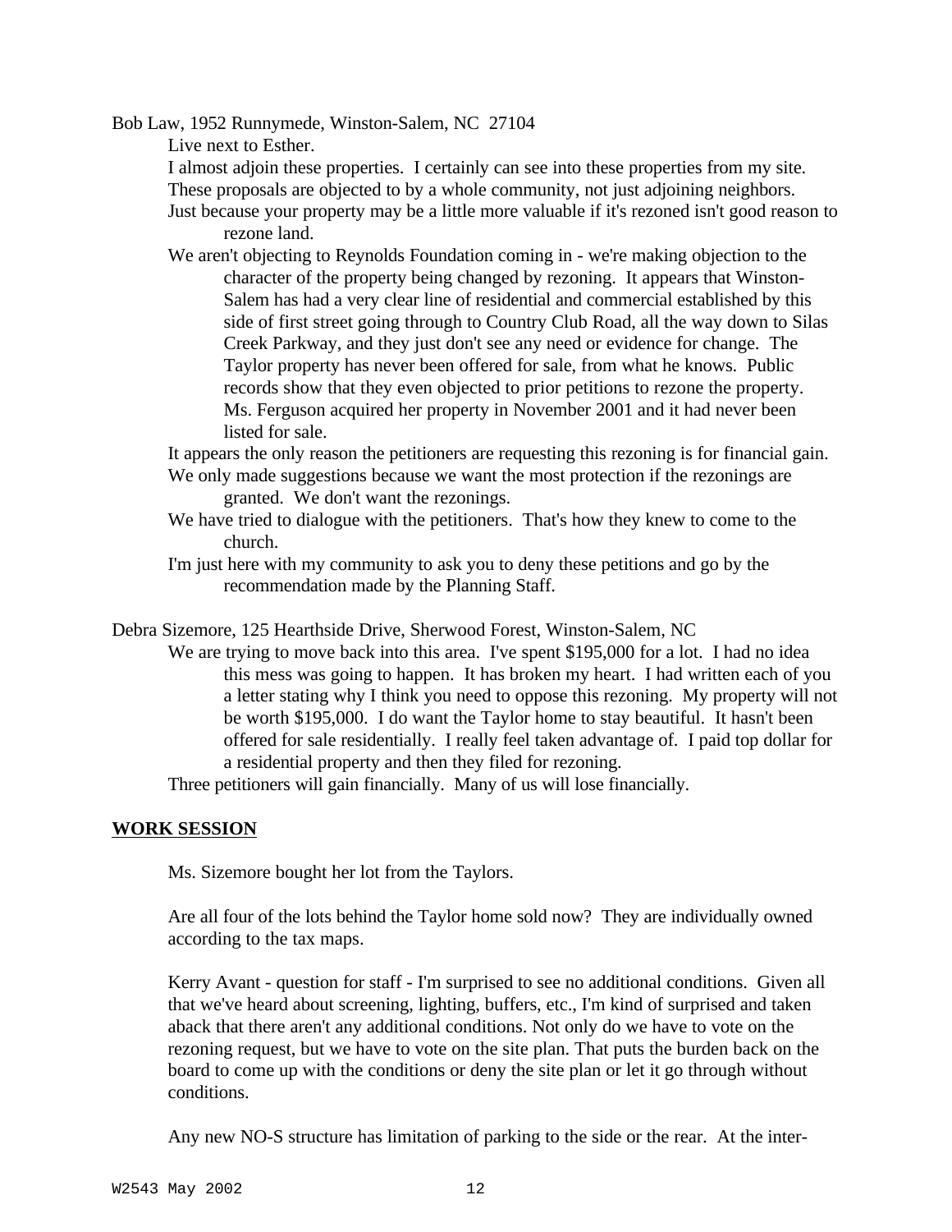Bob Law, 1952 Runnymede, Winston-Salem, NC 27104

Live next to Esther.

I almost adjoin these properties. I certainly can see into these properties from my site.

These proposals are objected to by a whole community, not just adjoining neighbors.

Just because your property may be a little more valuable if it's rezoned isn't good reason to rezone land.

We aren't objecting to Reynolds Foundation coming in - we're making objection to the character of the property being changed by rezoning. It appears that Winston-Salem has had a very clear line of residential and commercial established by this side of first street going through to Country Club Road, all the way down to Silas Creek Parkway, and they just don't see any need or evidence for change. The Taylor property has never been offered for sale, from what he knows. Public records show that they even objected to prior petitions to rezone the property. Ms. Ferguson acquired her property in November 2001 and it had never been listed for sale.

It appears the only reason the petitioners are requesting this rezoning is for financial gain.

We only made suggestions because we want the most protection if the rezonings are granted. We don't want the rezonings.

We have tried to dialogue with the petitioners. That's how they knew to come to the church.

I'm just here with my community to ask you to deny these petitions and go by the recommendation made by the Planning Staff.

Debra Sizemore, 125 Hearthside Drive, Sherwood Forest, Winston-Salem, NC

We are trying to move back into this area. I've spent $195,000 for a lot. I had no idea this mess was going to happen. It has broken my heart. I had written each of you a letter stating why I think you need to oppose this rezoning. My property will not be worth $195,000. I do want the Taylor home to stay beautiful. It hasn't been offered for sale residentially. I really feel taken advantage of. I paid top dollar for a residential property and then they filed for rezoning.

Three petitioners will gain financially. Many of us will lose financially.

**WORK SESSION**

Ms. Sizemore bought her lot from the Taylors.

Are all four of the lots behind the Taylor home sold now? They are individually owned according to the tax maps.

Kerry Avant - question for staff - I'm surprised to see no additional conditions. Given all that we've heard about screening, lighting, buffers, etc., I'm kind of surprised and taken aback that there aren't any additional conditions. Not only do we have to vote on the rezoning request, but we have to vote on the site plan. That puts the burden back on the board to come up with the conditions or deny the site plan or let it go through without conditions.

Any new NO-S structure has limitation of parking to the side or the rear. At the inter-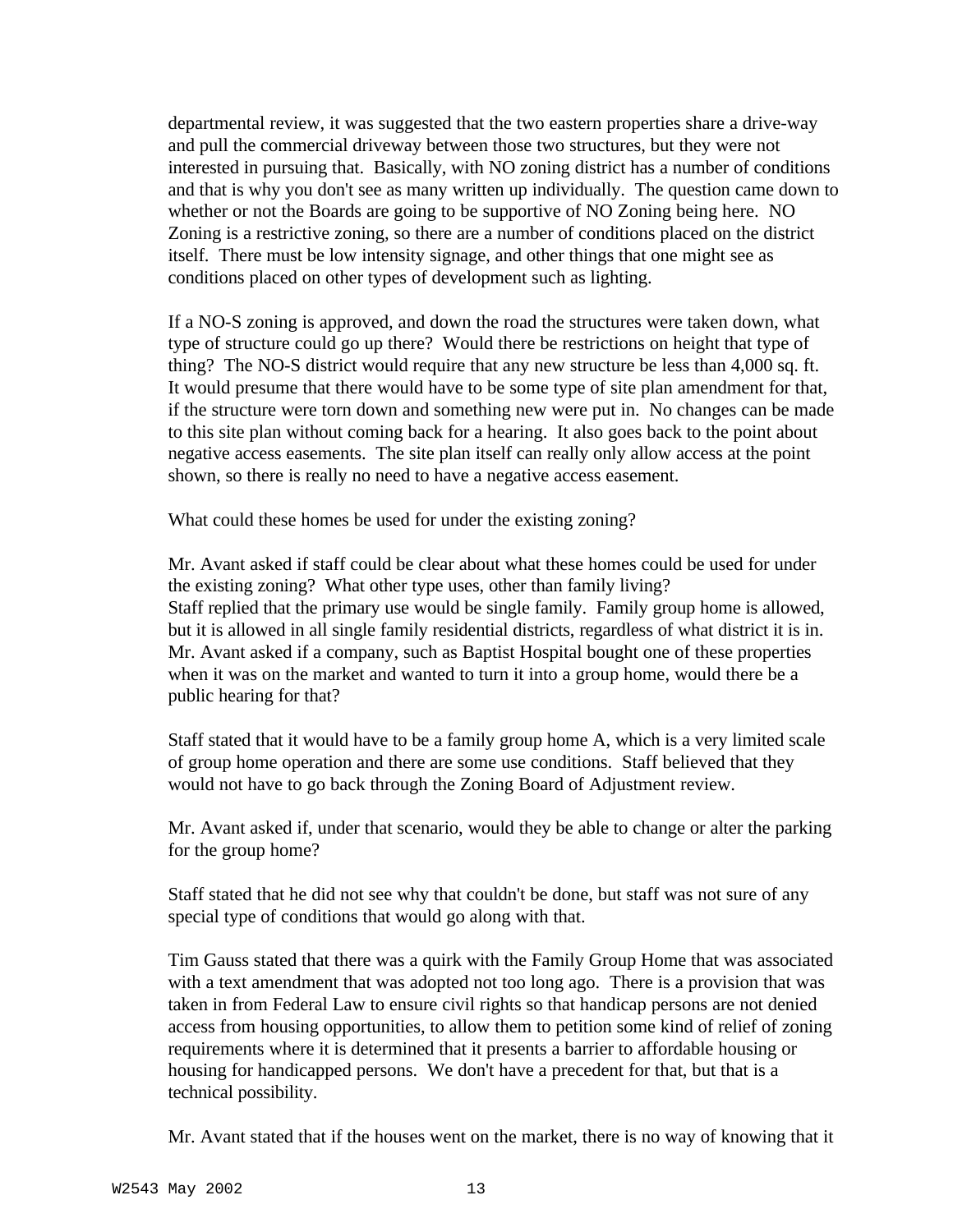departmental review, it was suggested that the two eastern properties share a drive-way and pull the commercial driveway between those two structures, but they were not interested in pursuing that. Basically, with NO zoning district has a number of conditions and that is why you don't see as many written up individually. The question came down to whether or not the Boards are going to be supportive of NO Zoning being here. NO Zoning is a restrictive zoning, so there are a number of conditions placed on the district itself. There must be low intensity signage, and other things that one might see as conditions placed on other types of development such as lighting.

If a NO-S zoning is approved, and down the road the structures were taken down, what type of structure could go up there? Would there be restrictions on height that type of thing? The NO-S district would require that any new structure be less than 4,000 sq. ft. It would presume that there would have to be some type of site plan amendment for that, if the structure were torn down and something new were put in. No changes can be made to this site plan without coming back for a hearing. It also goes back to the point about negative access easements. The site plan itself can really only allow access at the point shown, so there is really no need to have a negative access easement.

What could these homes be used for under the existing zoning?

Mr. Avant asked if staff could be clear about what these homes could be used for under the existing zoning? What other type uses, other than family living?
Staff replied that the primary use would be single family. Family group home is allowed, but it is allowed in all single family residential districts, regardless of what district it is in. Mr. Avant asked if a company, such as Baptist Hospital bought one of these properties when it was on the market and wanted to turn it into a group home, would there be a public hearing for that?

Staff stated that it would have to be a family group home A, which is a very limited scale of group home operation and there are some use conditions. Staff believed that they would not have to go back through the Zoning Board of Adjustment review.

Mr. Avant asked if, under that scenario, would they be able to change or alter the parking for the group home?

Staff stated that he did not see why that couldn't be done, but staff was not sure of any special type of conditions that would go along with that.

Tim Gauss stated that there was a quirk with the Family Group Home that was associated with a text amendment that was adopted not too long ago. There is a provision that was taken in from Federal Law to ensure civil rights so that handicap persons are not denied access from housing opportunities, to allow them to petition some kind of relief of zoning requirements where it is determined that it presents a barrier to affordable housing or housing for handicapped persons. We don't have a precedent for that, but that is a technical possibility.

Mr. Avant stated that if the houses went on the market, there is no way of knowing that it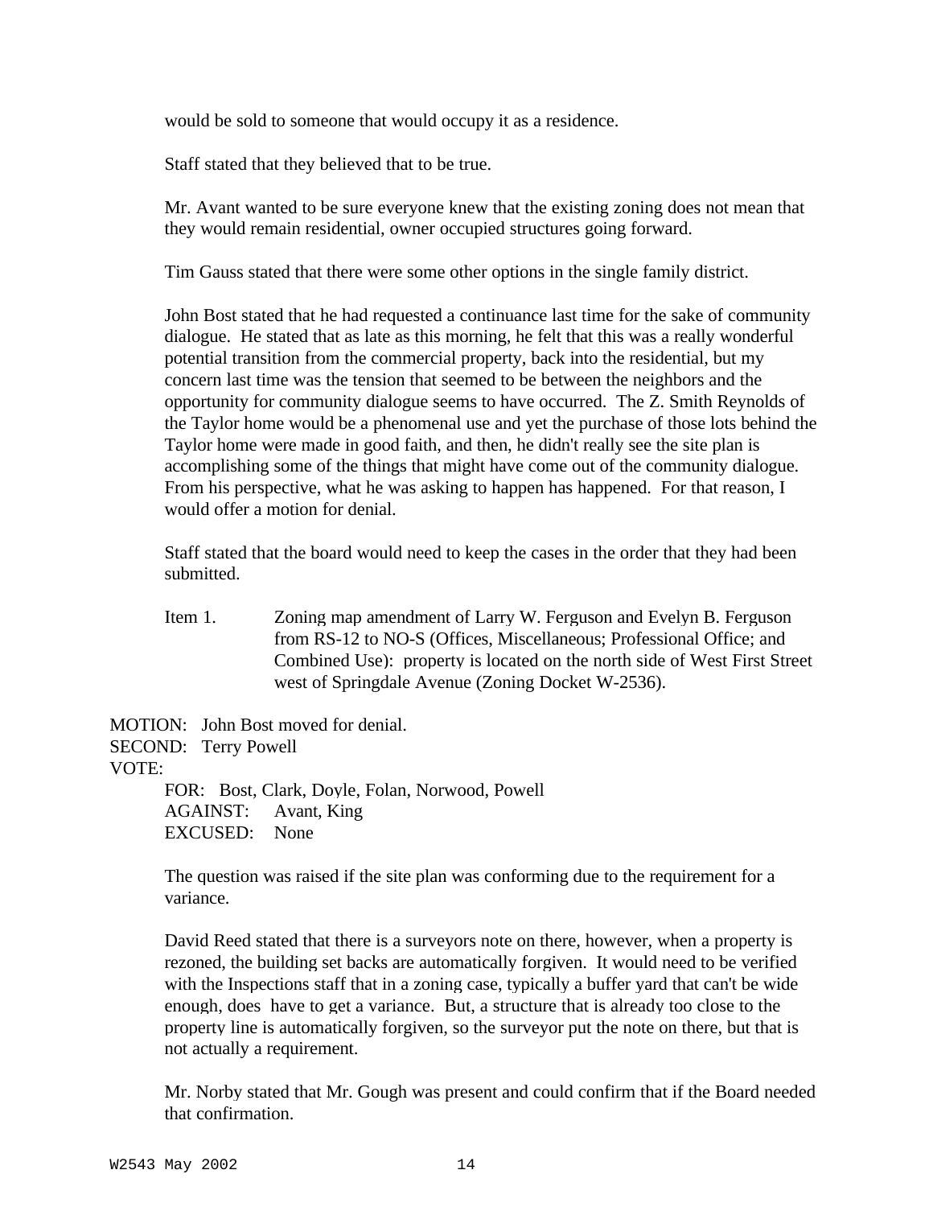would be sold to someone that would occupy it as a residence.

Staff stated that they believed that to be true.

Mr. Avant wanted to be sure everyone knew that the existing zoning does not mean that they would remain residential, owner occupied structures going forward.

Tim Gauss stated that there were some other options in the single family district.

John Bost stated that he had requested a continuance last time for the sake of community dialogue. He stated that as late as this morning, he felt that this was a really wonderful potential transition from the commercial property, back into the residential, but my concern last time was the tension that seemed to be between the neighbors and the opportunity for community dialogue seems to have occurred. The Z. Smith Reynolds of the Taylor home would be a phenomenal use and yet the purchase of those lots behind the Taylor home were made in good faith, and then, he didn't really see the site plan is accomplishing some of the things that might have come out of the community dialogue. From his perspective, what he was asking to happen has happened. For that reason, I would offer a motion for denial.

Staff stated that the board would need to keep the cases in the order that they had been submitted.

Item 1. Zoning map amendment of Larry W. Ferguson and Evelyn B. Ferguson from RS-12 to NO-S (Offices, Miscellaneous; Professional Office; and Combined Use): property is located on the north side of West First Street west of Springdale Avenue (Zoning Docket W-2536).

MOTION: John Bost moved for denial.
SECOND: Terry Powell
VOTE:
FOR: Bost, Clark, Doyle, Folan, Norwood, Powell
AGAINST: Avant, King
EXCUSED: None

The question was raised if the site plan was conforming due to the requirement for a variance.

David Reed stated that there is a surveyors note on there, however, when a property is rezoned, the building set backs are automatically forgiven. It would need to be verified with the Inspections staff that in a zoning case, typically a buffer yard that can't be wide enough, does have to get a variance. But, a structure that is already too close to the property line is automatically forgiven, so the surveyor put the note on there, but that is not actually a requirement.

Mr. Norby stated that Mr. Gough was present and could confirm that if the Board needed that confirmation.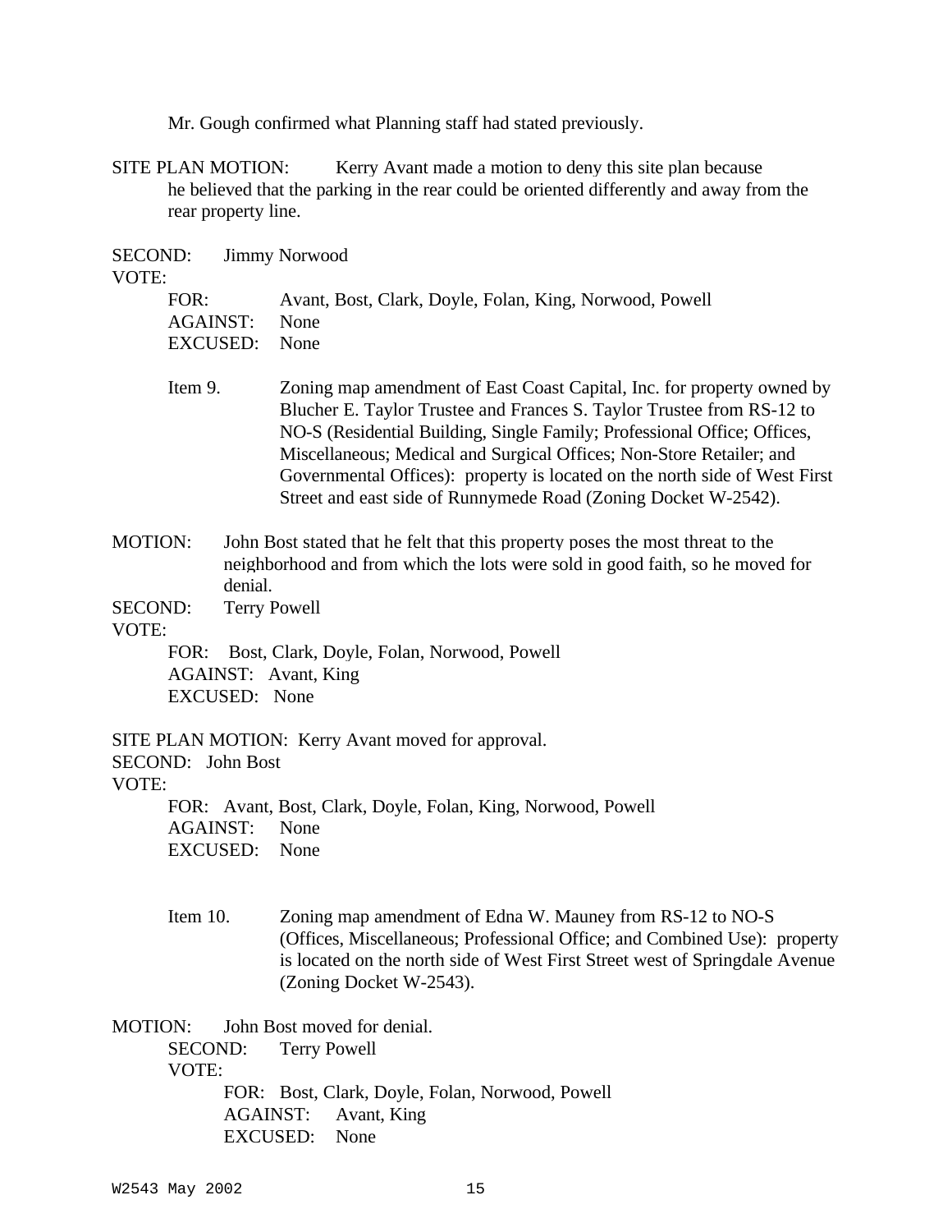Mr. Gough confirmed what Planning staff had stated previously.

SITE PLAN MOTION: Kerry Avant made a motion to deny this site plan because he believed that the parking in the rear could be oriented differently and away from the rear property line.

SECOND: Jimmy Norwood

VOTE:

FOR: Avant, Bost, Clark, Doyle, Folan, King, Norwood, Powell

AGAINST: None

EXCUSED: None

Item 9. Zoning map amendment of East Coast Capital, Inc. for property owned by Blucher E. Taylor Trustee and Frances S. Taylor Trustee from RS-12 to NO-S (Residential Building, Single Family; Professional Office; Offices, Miscellaneous; Medical and Surgical Offices; Non-Store Retailer; and Governmental Offices): property is located on the north side of West First Street and east side of Runnymede Road (Zoning Docket W-2542).

MOTION: John Bost stated that he felt that this property poses the most threat to the neighborhood and from which the lots were sold in good faith, so he moved for denial.

SECOND: Terry Powell

VOTE:

FOR: Bost, Clark, Doyle, Folan, Norwood, Powell

AGAINST: Avant, King

EXCUSED: None

SITE PLAN MOTION: Kerry Avant moved for approval.

SECOND: John Bost

VOTE:

FOR: Avant, Bost, Clark, Doyle, Folan, King, Norwood, Powell

AGAINST: None

EXCUSED: None

Item 10. Zoning map amendment of Edna W. Mauney from RS-12 to NO-S (Offices, Miscellaneous; Professional Office; and Combined Use): property is located on the north side of West First Street west of Springdale Avenue (Zoning Docket W-2543).

MOTION: John Bost moved for denial.

SECOND: Terry Powell

VOTE:

FOR: Bost, Clark, Doyle, Folan, Norwood, Powell

AGAINST: Avant, King

EXCUSED: None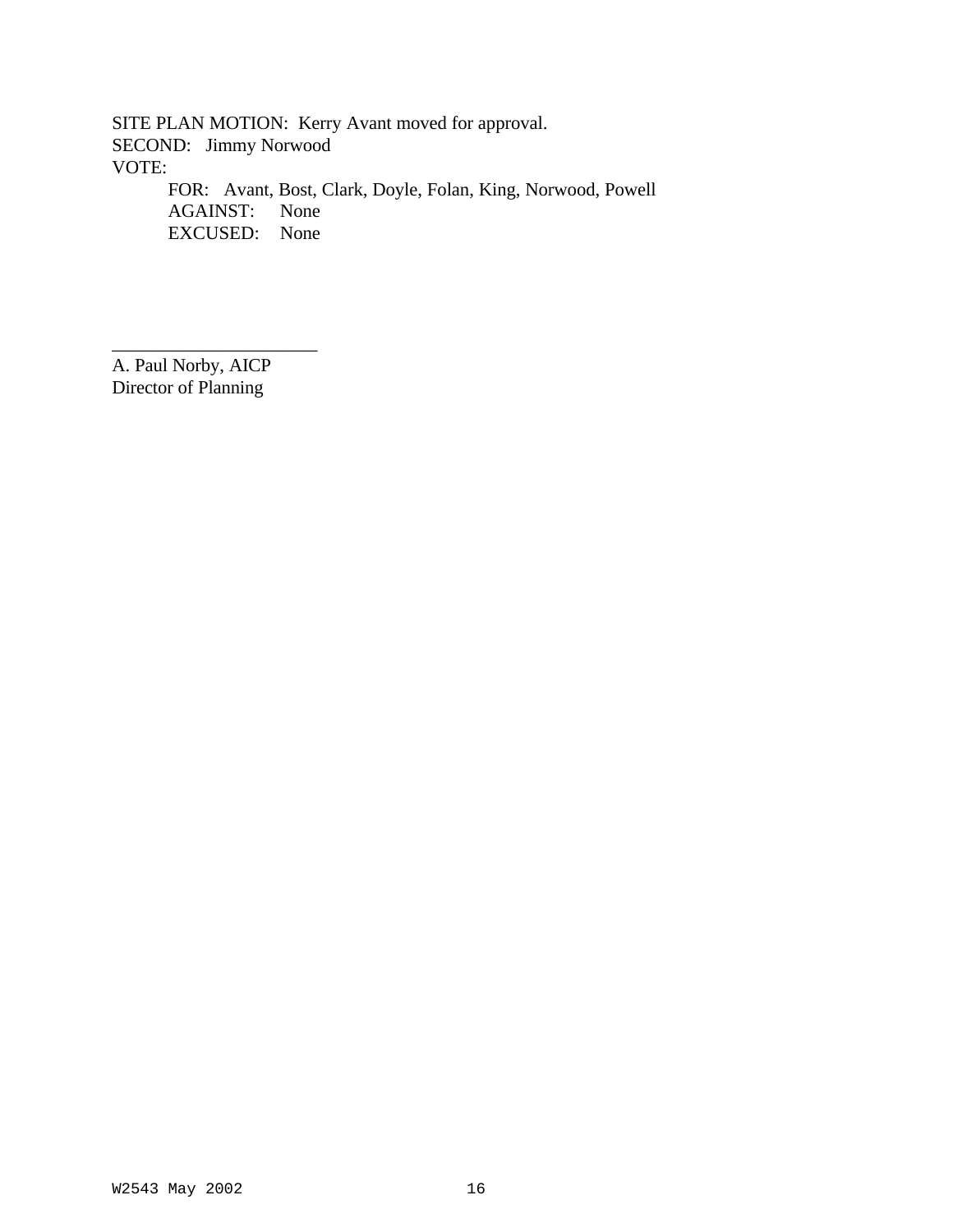SITE PLAN MOTION: Kerry Avant moved for approval.
SECOND: Jimmy Norwood
VOTE:

FOR: Avant, Bost, Clark, Doyle, Folan, King, Norwood, Powell
AGAINST: None
EXCUSED: None

_______________________
A. Paul Norby, AICP
Director of Planning